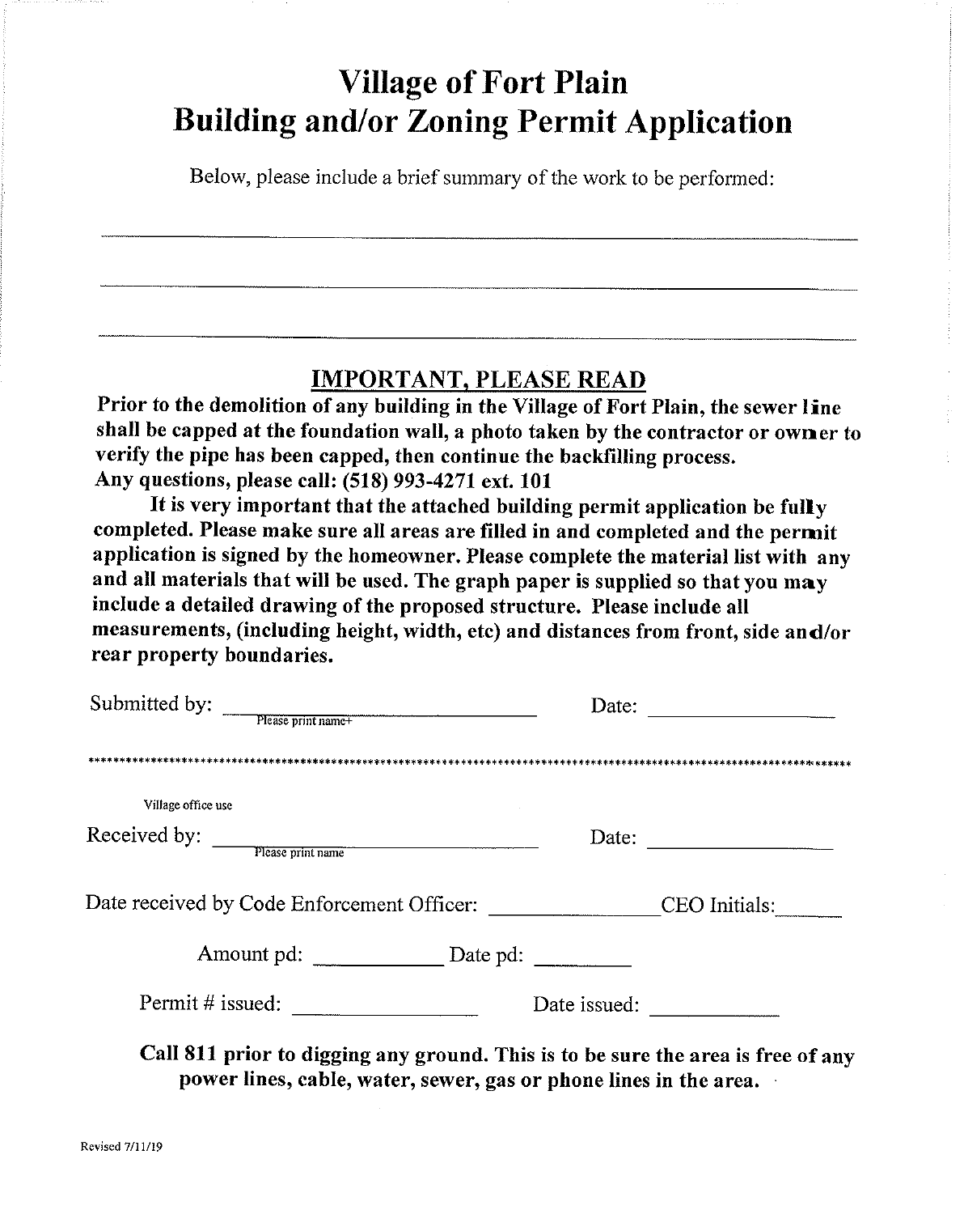# Village of Fort Plain
# Building and/or Zoning Permit Application

Below, please include a brief summary of the work to be performed:

\_\_\_\_\_\_\_\_\_\_\_\_\_\_\_\_\_\_\_\_\_\_\_\_\_\_\_\_\_\_\_\_\_\_\_\_\_\_\_\_\_\_\_\_\_\_\_\_\_\_\_\_\_\_\_\_\_\_\_\_\_\_\_\_\_\_\_\_\_\_\_\_

\_\_\_\_\_\_\_\_\_\_\_\_\_\_\_\_\_\_\_\_\_\_\_\_\_\_\_\_\_\_\_\_\_\_\_\_\_\_\_\_\_\_\_\_\_\_\_\_\_\_\_\_\_\_\_\_\_\_\_\_\_\_\_\_\_\_\_\_\_\_\_\_

\_\_\_\_\_\_\_\_\_\_\_\_\_\_\_\_\_\_\_\_\_\_\_\_\_\_\_\_\_\_\_\_\_\_\_\_\_\_\_\_\_\_\_\_\_\_\_\_\_\_\_\_\_\_\_\_\_\_\_\_\_\_\_\_\_\_\_\_\_\_\_\_

## IMPORTANT, PLEASE READ

**Prior to the demolition of any building in the Village of Fort Plain, the sewer line shall be capped at the foundation wall, a photo taken by the contractor or owner to verify the pipe has been capped, then continue the backfilling process.**
**Any questions, please call: (518) 993-4271 ext. 101**

**It is very important that the attached building permit application be fully completed. Please make sure all areas are filled in and completed and the permit application is signed by the homeowner. Please complete the material list with any and all materials that will be used. The graph paper is supplied so that you may include a detailed drawing of the proposed structure. Please include all measurements, (including height, width, etc) and distances from front, side and/or rear property boundaries.**

Submitted by: \_\_\_\_\_\_\_\_\_\_\_\_\_\_\_\_\_\_\_\_\_\_\_\_\_\_\_\_ Date: \_\_\_\_\_\_\_\_\_\_\_\_\_\_\_\_
Please print name+

*****************************************************************************************************

Village office use

Received by: \_\_\_\_\_\_\_\_\_\_\_\_\_\_\_\_\_\_\_\_\_\_\_\_\_\_\_\_ Date: \_\_\_\_\_\_\_\_\_\_\_\_\_\_\_\_
Please print name

Date received by Code Enforcement Officer: \_\_\_\_\_\_\_\_\_\_\_\_\_\_ CEO Initials: \_\_\_\_\_\_

Amount pd: \_\_\_\_\_\_\_\_\_\_ Date pd: \_\_\_\_\_\_\_\_

Permit # issued: \_\_\_\_\_\_\_\_\_\_\_\_\_\_\_ Date issued: \_\_\_\_\_\_\_\_\_\_\_

**Call 811 prior to digging any ground. This is to be sure the area is free of any power lines, cable, water, sewer, gas or phone lines in the area.**

Revised 7/11/19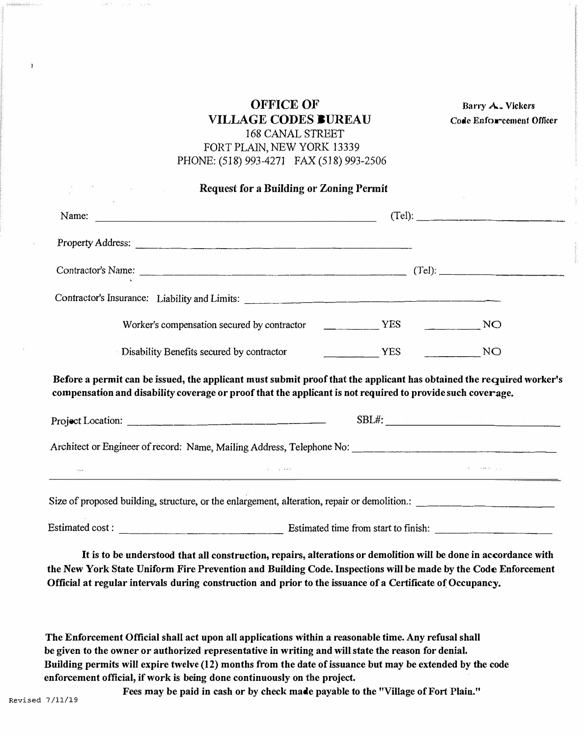# OFFICE OF VILLAGE CODES BUREAU

168 CANAL STREET
FORT PLAIN, NEW YORK 13339
PHONE: (518) 993-4271 FAX (518) 993-2506

**Barry A. Vickers**
**Code Enforcement Officer**

## Request for a Building or Zoning Permit

Name: ______________________________________________ (Tel): ____________________

Property Address: ____________________________________________

Contractor's Name: ____________________________________________ (Tel): ____________________

Contractor's Insurance: Liability and Limits: ____________________________________________

Worker's compensation secured by contractor ________ YES ________ NO

Disability Benefits secured by contractor ________ YES ________ NO

**Before a permit can be issued, the applicant must submit proof that the applicant has obtained the required worker's compensation and disability coverage or proof that the applicant is not required to provide such coverage.**

Project Location: ______________________________ SBL#: ______________________________

Architect or Engineer of record: Name, Mailing Address, Telephone No: ______________________________

______________________________________________________________________________

Size of proposed building, structure, or the enlargement, alteration, repair or demolition.: ____________________

Estimated cost : ______________________________ Estimated time from start to finish: ____________________

**It is to be understood that all construction, repairs, alterations or demolition will be done in accordance with the New York State Uniform Fire Prevention and Building Code. Inspections will be made by the Code Enforcement Official at regular intervals during construction and prior to the issuance of a Certificate of Occupancy.**

**The Enforcement Official shall act upon all applications within a reasonable time. Any refusal shall be given to the owner or authorized representative in writing and will state the reason for denial. Building permits will expire twelve (12) months from the date of issuance but may be extended by the code enforcement official, if work is being done continuously on the project.**

**Fees may be paid in cash or by check made payable to the "Village of Fort Plain."**

Revised 7/11/19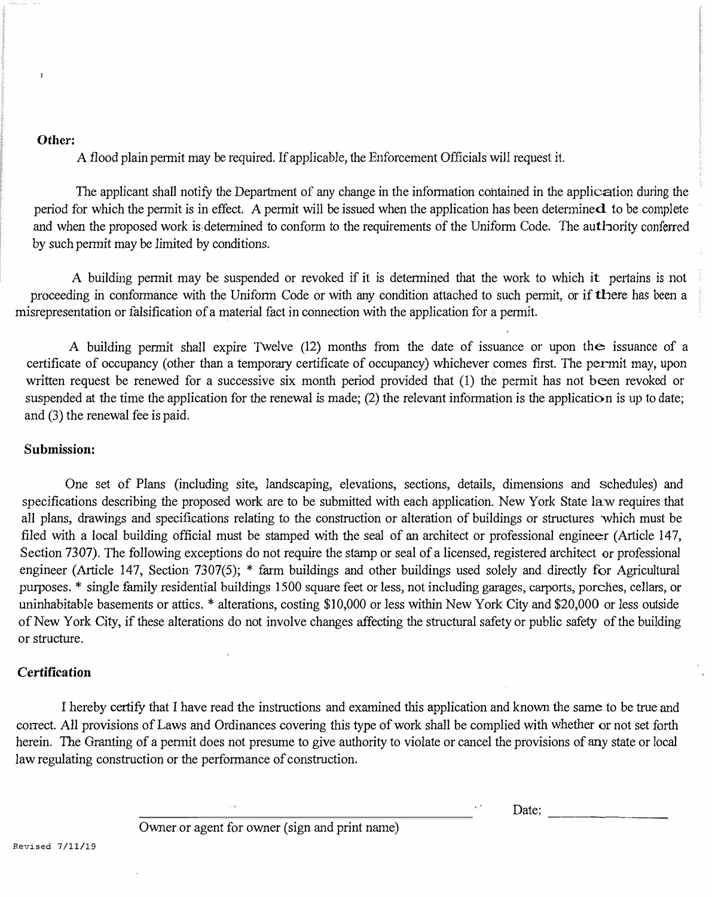**Other:**

A flood plain permit may be required. If applicable, the Enforcement Officials will request it.

The applicant shall notify the Department of any change in the information contained in the application during the period for which the permit is in effect. A permit will be issued when the application has been determined to be complete and when the proposed work is determined to conform to the requirements of the Uniform Code. The authority conferred by such permit may be limited by conditions.

A building permit may be suspended or revoked if it is determined that the work to which it pertains is not proceeding in conformance with the Uniform Code or with any condition attached to such permit, or if there has been a misrepresentation or falsification of a material fact in connection with the application for a permit.

A building permit shall expire Twelve (12) months from the date of issuance or upon the issuance of a certificate of occupancy (other than a temporary certificate of occupancy) whichever comes first. The permit may, upon written request be renewed for a successive six month period provided that (1) the permit has not been revoked or suspended at the time the application for the renewal is made; (2) the relevant information is the application is up to date; and (3) the renewal fee is paid.

**Submission:**

One set of Plans (including site, landscaping, elevations, sections, details, dimensions and schedules) and specifications describing the proposed work are to be submitted with each application. New York State law requires that all plans, drawings and specifications relating to the construction or alteration of buildings or structures which must be filed with a local building official must be stamped with the seal of an architect or professional engineer (Article 147, Section 7307). The following exceptions do not require the stamp or seal of a licensed, registered architect or professional engineer (Article 147, Section 7307(5); * farm buildings and other buildings used solely and directly for Agricultural purposes. * single family residential buildings 1500 square feet or less, not including garages, carports, porches, cellars, or uninhabitable basements or attics. * alterations, costing $10,000 or less within New York City and $20,000 or less outside of New York City, if these alterations do not involve changes affecting the structural safety or public safety of the building or structure.

**Certification**

I hereby certify that I have read the instructions and examined this application and known the same to be true and correct. All provisions of Laws and Ordinances covering this type of work shall be complied with whether or not set forth herein. The Granting of a permit does not presume to give authority to violate or cancel the provisions of any state or local law regulating construction or the performance of construction.

\_\_\_\_\_\_\_\_\_\_\_\_\_\_\_\_\_\_\_\_\_\_\_\_\_\_\_\_\_\_\_\_\_\_\_\_\_\_\_\_ Date: \_\_\_\_\_\_\_\_\_\_\_\_\_\_

Owner or agent for owner (sign and print name)

Revised 7/11/19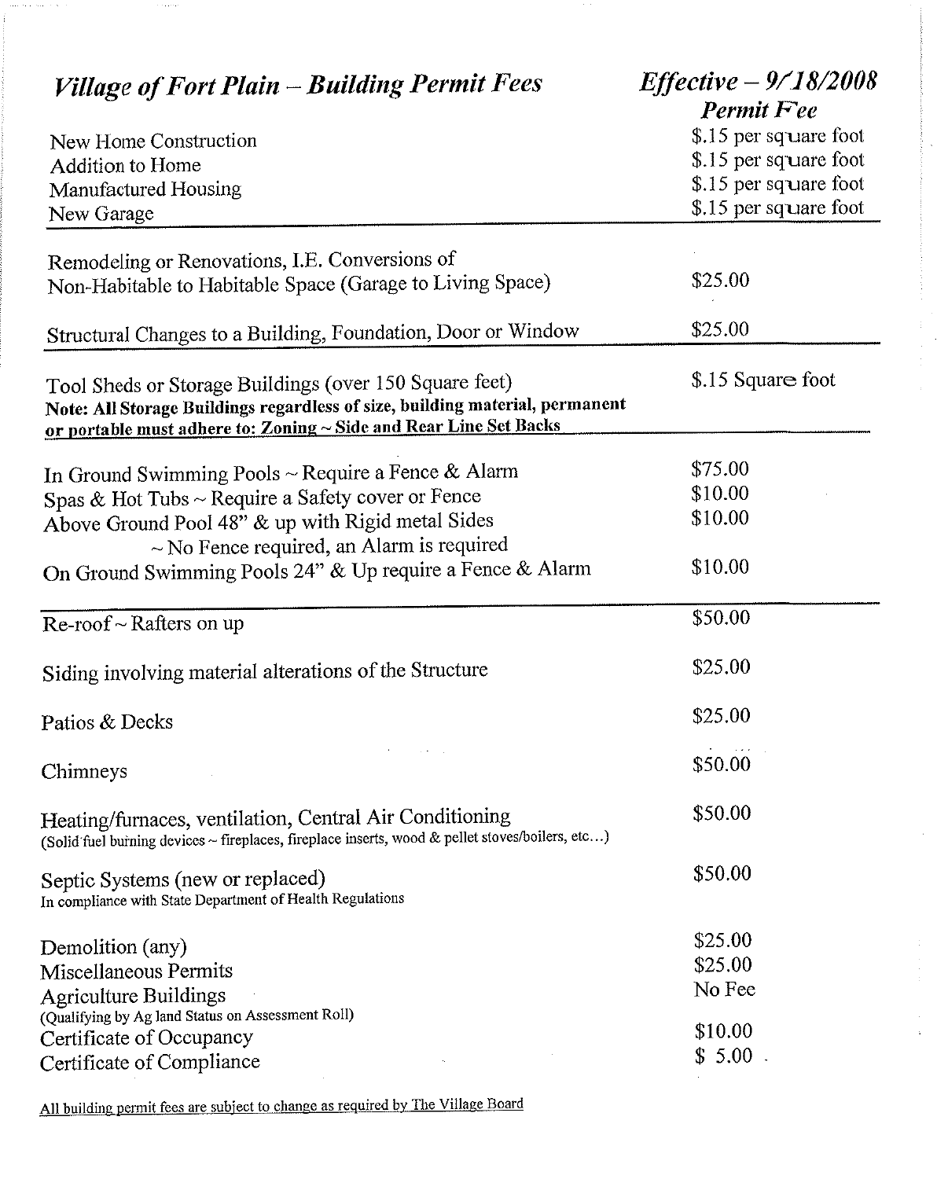# *Village of Fort Plain – Building Permit Fees*

***Effective – 9/18/2008***

| | ***Permit Fee*** |
|---|---|
| New Home Construction | $.15 per square foot |
| Addition to Home | $.15 per square foot |
| Manufactured Housing | $.15 per square foot |
| New Garage | $.15 per square foot |
| Remodeling or Renovations, I.E. Conversions of Non-Habitable to Habitable Space (Garage to Living Space) | $25.00 |
| Structural Changes to a Building, Foundation, Door or Window | $25.00 |
| Tool Sheds or Storage Buildings (over 150 Square feet) **Note: All Storage Buildings regardless of size, building material, permanent or portable must adhere to: Zoning ~ Side and Rear Line Set Backs** | $.15 Square foot |
| In Ground Swimming Pools ~ Require a Fence & Alarm | $75.00 |
| Spas & Hot Tubs ~ Require a Safety cover or Fence | $10.00 |
| Above Ground Pool 48" & up with Rigid metal Sides ~ No Fence required, an Alarm is required | $10.00 |
| On Ground Swimming Pools 24" & Up require a Fence & Alarm | $10.00 |
| Re-roof ~ Rafters on up | $50.00 |
| Siding involving material alterations of the Structure | $25.00 |
| Patios & Decks | $25.00 |
| Chimneys | $50.00 |
| Heating/furnaces, ventilation, Central Air Conditioning (Solid fuel burning devices ~ fireplaces, fireplace inserts, wood & pellet stoves/boilers, etc…) | $50.00 |
| Septic Systems (new or replaced) In compliance with State Department of Health Regulations | $50.00 |
| Demolition (any) | $25.00 |
| Miscellaneous Permits | $25.00 |
| Agriculture Buildings (Qualifying by Ag land Status on Assessment Roll) | No Fee |
| Certificate of Occupancy | $10.00 |
| Certificate of Compliance | $ 5.00 |

All building permit fees are subject to change as required by The Village Board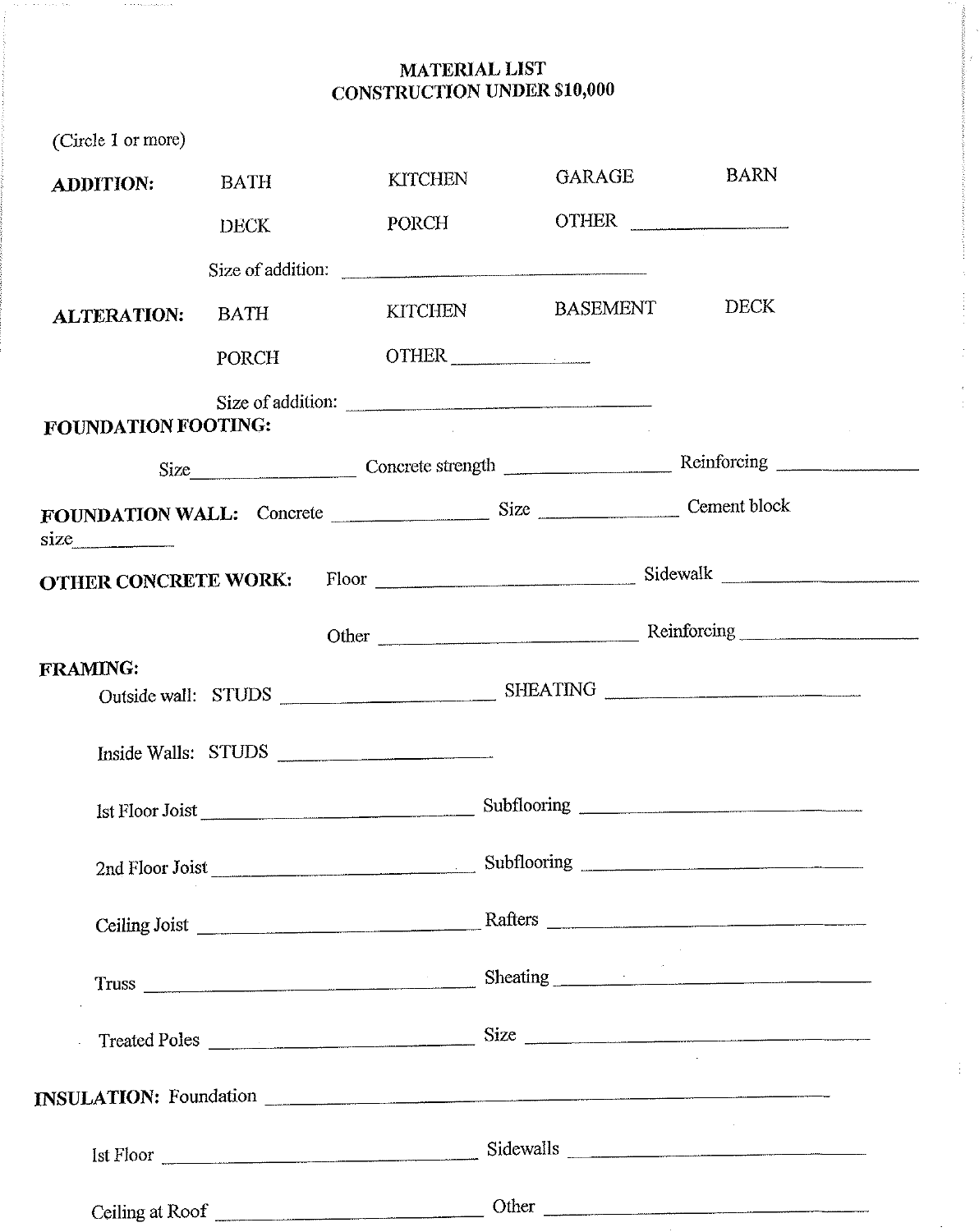# MATERIAL LIST
## CONSTRUCTION UNDER $10,000

(Circle 1 or more)

**ADDITION:** BATH KITCHEN GARAGE BARN

DECK PORCH OTHER ________________

Size of addition: ______________________________

**ALTERATION:** BATH KITCHEN BASEMENT DECK

PORCH OTHER ______________

Size of addition: ______________________________

**FOUNDATION FOOTING:**

Size________________ Concrete strength ________________ Reinforcing ______________

**FOUNDATION WALL:** Concrete ________________ Size ______________ Cement block size__________

**OTHER CONCRETE WORK:** Floor __________________________ Sidewalk ________________

Other __________________________ Reinforcing ________________

**FRAMING:**

Outside wall: STUDS ______________________ SHEATING __________________________

Inside Walls: STUDS ______________________

1st Floor Joist ____________________________ Subflooring ______________________________

2nd Floor Joist ___________________________ Subflooring ______________________________

Ceiling Joist ______________________________ Rafters ________________________________

Truss ____________________________________ Sheating _________________________________

Treated Poles ______________________________ Size ____________________________________

**INSULATION:** Foundation ______________________________________________________________

1st Floor ________________________________ Sidewalls ________________________________

Ceiling at Roof ____________________________ Other ___________________________________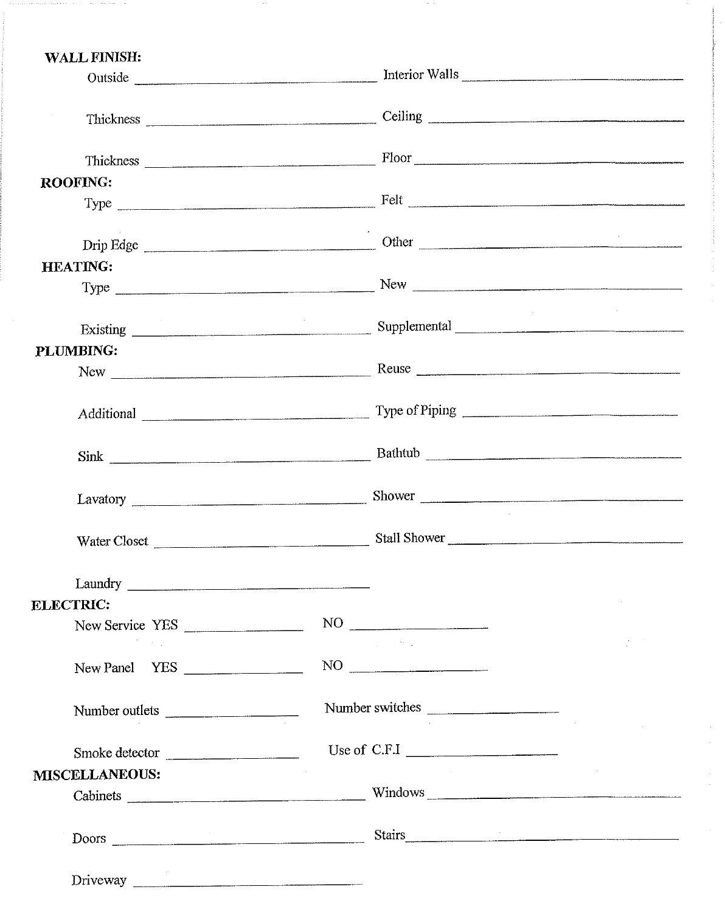**WALL FINISH:**

Outside ______________________ Interior Walls ______________________

Thickness ______________________ Ceiling ______________________

Thickness ______________________ Floor ______________________

**ROOFING:**

Type ______________________ Felt ______________________

Drip Edge ______________________ Other ______________________

**HEATING:**

Type ______________________ New ______________________

Existing ______________________ Supplemental ______________________

**PLUMBING:**

New ______________________ Reuse ______________________

Additional ______________________ Type of Piping ______________________

Sink ______________________ Bathtub ______________________

Lavatory ______________________ Shower ______________________

Water Closet ______________________ Stall Shower ______________________

Laundry ______________________

**ELECTRIC:**

New Service YES ______________ NO ______________

New Panel YES ______________ NO ______________

Number outlets ______________ Number switches ______________

Smoke detector ______________ Use of C.F.I ______________

**MISCELLANEOUS:**

Cabinets ______________________ Windows ______________________

Doors ______________________ Stairs ______________________

Driveway ______________________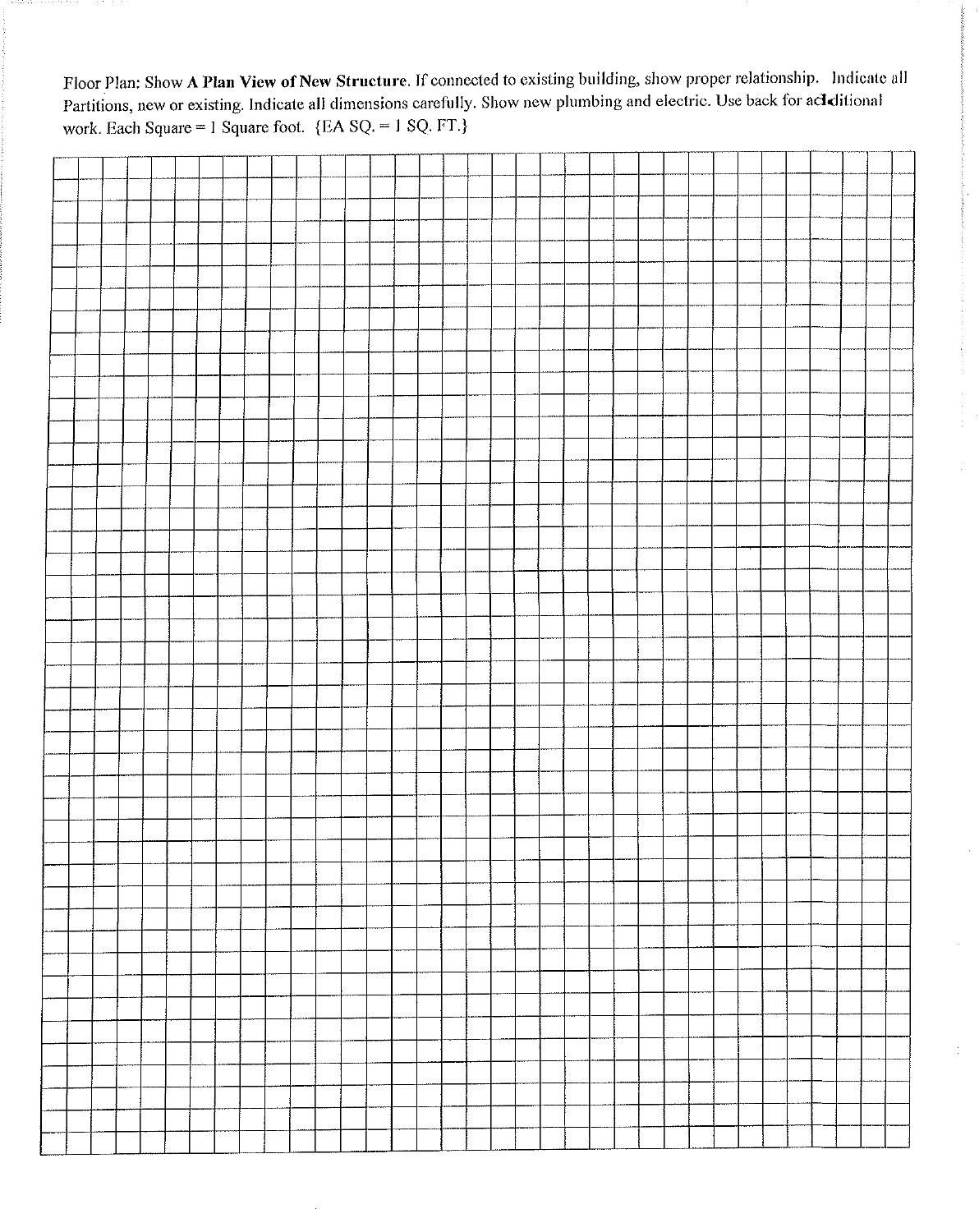Floor Plan: Show **A Plan View of New Structure**. If connected to existing building, show proper relationship. Indicate all Partitions, new or existing. Indicate all dimensions carefully. Show new plumbing and electric. Use back for additional work. Each Square = 1 Square foot. {EA SQ. = 1 SQ. FT.}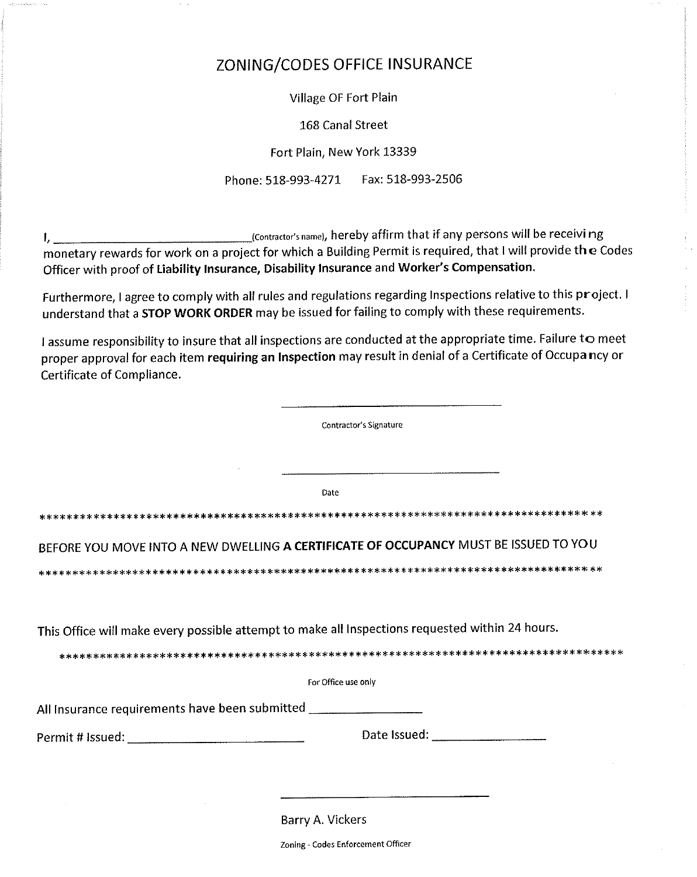# ZONING/CODES OFFICE INSURANCE

Village OF Fort Plain

168 Canal Street

Fort Plain, New York 13339

Phone: 518-993-4271 Fax: 518-993-2506

I, ______________________________(Contractor's name), hereby affirm that if any persons will be receiving monetary rewards for work on a project for which a Building Permit is required, that I will provide the Codes Officer with proof of **Liability Insurance, Disability Insurance** and **Worker's Compensation.**

Furthermore, I agree to comply with all rules and regulations regarding Inspections relative to this project. I understand that a **STOP WORK ORDER** may be issued for failing to comply with these requirements.

I assume responsibility to insure that all inspections are conducted at the appropriate time. Failure to meet proper approval for each item **requiring an Inspection** may result in denial of a Certificate of Occupancy or Certificate of Compliance.

______________________________

Contractor's Signature

______________________________

Date

**********************************************************************************

BEFORE YOU MOVE INTO A NEW DWELLING **A CERTIFICATE OF OCCUPANCY** MUST BE ISSUED TO YOU

**********************************************************************************

This Office will make every possible attempt to make all Inspections requested within 24 hours.

**********************************************************************************

For Office use only

All Insurance requirements have been submitted ________________

Permit # Issued: ________________________ Date Issued: ________________

______________________________

Barry A. Vickers

Zoning - Codes Enforcement Officer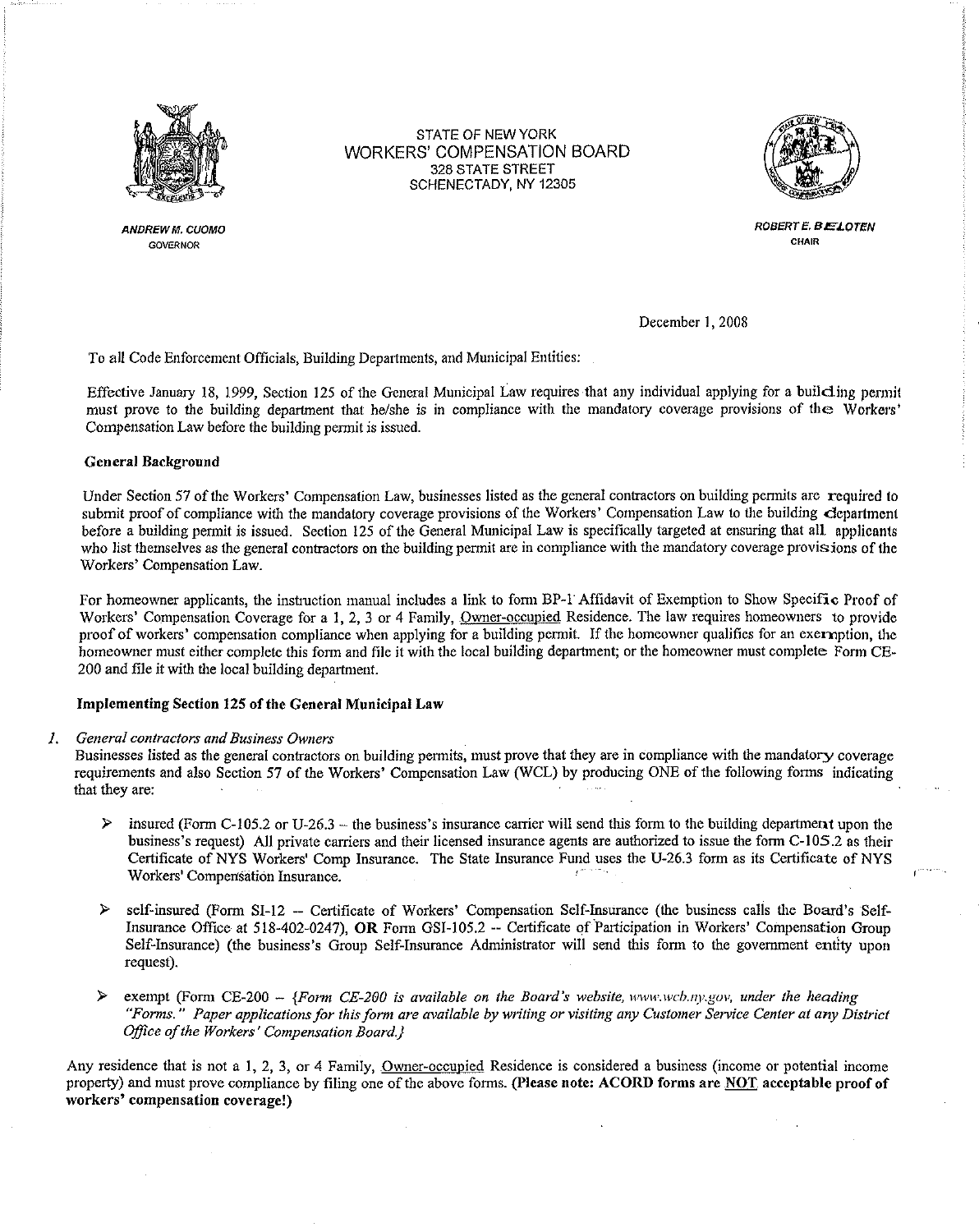STATE OF NEW YORK
WORKERS' COMPENSATION BOARD
328 STATE STREET
SCHENECTADY, NY 12305

*ANDREW M. CUOMO*
GOVERNOR

*ROBERT E. BELOTEN*
CHAIR

December 1, 2008

To all Code Enforcement Officials, Building Departments, and Municipal Entities:

Effective January 18, 1999, Section 125 of the General Municipal Law requires that any individual applying for a building permit must prove to the building department that he/she is in compliance with the mandatory coverage provisions of the Workers' Compensation Law before the building permit is issued.

**General Background**

Under Section 57 of the Workers' Compensation Law, businesses listed as the general contractors on building permits are required to submit proof of compliance with the mandatory coverage provisions of the Workers' Compensation Law to the building department before a building permit is issued. Section 125 of the General Municipal Law is specifically targeted at ensuring that all applicants who list themselves as the general contractors on the building permit are in compliance with the mandatory coverage provisions of the Workers' Compensation Law.

For homeowner applicants, the instruction manual includes a link to form BP-1 Affidavit of Exemption to Show Specific Proof of Workers' Compensation Coverage for a 1, 2, 3 or 4 Family, Owner-occupied Residence. The law requires homeowners to provide proof of workers' compensation compliance when applying for a building permit. If the homeowner qualifies for an exemption, the homeowner must either complete this form and file it with the local building department; or the homeowner must complete Form CE-200 and file it with the local building department.

**Implementing Section 125 of the General Municipal Law**

1. *General contractors and Business Owners*

Businesses listed as the general contractors on building permits, must prove that they are in compliance with the mandatory coverage requirements and also Section 57 of the Workers' Compensation Law (WCL) by producing ONE of the following forms indicating that they are:

- insured (Form C-105.2 or U-26.3 – the business's insurance carrier will send this form to the building department upon the business's request) All private carriers and their licensed insurance agents are authorized to issue the form C-105.2 as their Certificate of NYS Workers' Comp Insurance. The State Insurance Fund uses the U-26.3 form as its Certificate of NYS Workers' Compensation Insurance.

- self-insured (Form SI-12 -- Certificate of Workers' Compensation Self-Insurance (the business calls the Board's Self-Insurance Office at 518-402-0247), **OR** Form GSI-105.2 -- Certificate of Participation in Workers' Compensation Group Self-Insurance) (the business's Group Self-Insurance Administrator will send this form to the government entity upon request).

- exempt (Form CE-200 – *{Form CE-200 is available on the Board's website, www.wcb.ny.gov, under the heading "Forms." Paper applications for this form are available by writing or visiting any Customer Service Center at any District Office of the Workers' Compensation Board.}*

Any residence that is not a 1, 2, 3, or 4 Family, Owner-occupied Residence is considered a business (income or potential income property) and must prove compliance by filing one of the above forms. **(Please note: ACORD forms are NOT acceptable proof of workers' compensation coverage!)**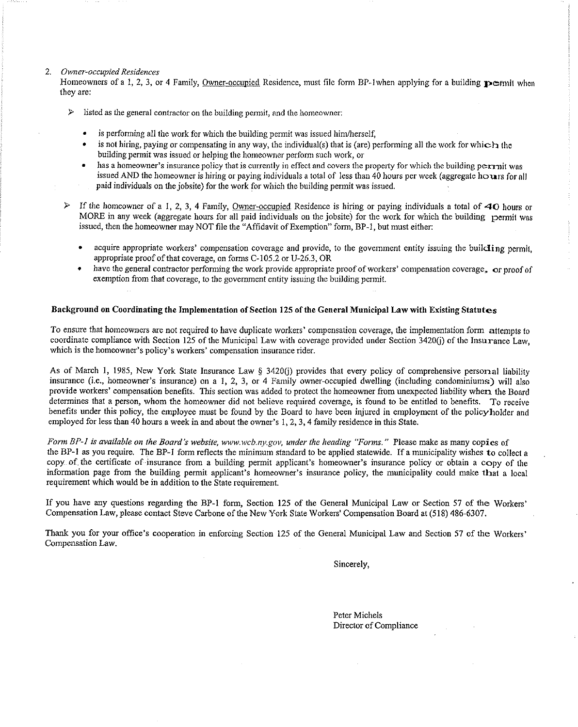2. *Owner-occupied Residences*
   Homeowners of a 1, 2, 3, or 4 Family, Owner-occupied Residence, must file form BP-1when applying for a building permit when they are:

   - listed as the general contractor on the building permit, and the homeowner:

     - is performing all the work for which the building permit was issued him/herself,
     - is not hiring, paying or compensating in any way, the individual(s) that is (are) performing all the work for which the building permit was issued or helping the homeowner perform such work, or
     - has a homeowner's insurance policy that is currently in effect and covers the property for which the building permit was issued AND the homeowner is hiring or paying individuals a total of less than 40 hours per week (aggregate hours for all paid individuals on the jobsite) for the work for which the building permit was issued.

   - If the homeowner of a 1, 2, 3, 4 Family, Owner-occupied Residence is hiring or paying individuals a total of 40 hours or MORE in any week (aggregate hours for all paid individuals on the jobsite) for the work for which the building permit was issued, then the homeowner may NOT file the "Affidavit of Exemption" form, BP-1, but must either:

     - acquire appropriate workers' compensation coverage and provide, to the government entity issuing the building permit, appropriate proof of that coverage, on forms C-105.2 or U-26.3, OR
     - have the general contractor performing the work provide appropriate proof of workers' compensation coverage, or proof of exemption from that coverage, to the government entity issuing the building permit.

**Background on Coordinating the Implementation of Section 125 of the General Municipal Law with Existing Statutes**

To ensure that homeowners are not required to have duplicate workers' compensation coverage, the implementation form attempts to coordinate compliance with Section 125 of the Municipal Law with coverage provided under Section 3420(j) of the Insurance Law, which is the homeowner's policy's workers' compensation insurance rider.

As of March 1, 1985, New York State Insurance Law § 3420(j) provides that every policy of comprehensive personal liability insurance (i.e., homeowner's insurance) on a 1, 2, 3, or 4 Family owner-occupied dwelling (including condominiums) will also provide workers' compensation benefits. This section was added to protect the homeowner from unexpected liability when the Board determines that a person, whom the homeowner did not believe required coverage, is found to be entitled to benefits. To receive benefits under this policy, the employee must be found by the Board to have been injured in employment of the policyholder and employed for less than 40 hours a week in and about the owner's 1, 2, 3, 4 family residence in this State.

*Form BP-1 is available on the Board's website, www.wcb.ny.gov, under the heading "Forms."* Please make as many copies of the BP-1 as you require. The BP-1 form reflects the minimum standard to be applied statewide. If a municipality wishes to collect a copy of the certificate of insurance from a building permit applicant's homeowner's insurance policy or obtain a copy of the information page from the building permit applicant's homeowner's insurance policy, the municipality could make that a local requirement which would be in addition to the State requirement.

If you have any questions regarding the BP-1 form, Section 125 of the General Municipal Law or Section 57 of the Workers' Compensation Law, please contact Steve Carbone of the New York State Workers' Compensation Board at (518) 486-6307.

Thank you for your office's cooperation in enforcing Section 125 of the General Municipal Law and Section 57 of the Workers' Compensation Law.

Sincerely,

Peter Michels
Director of Compliance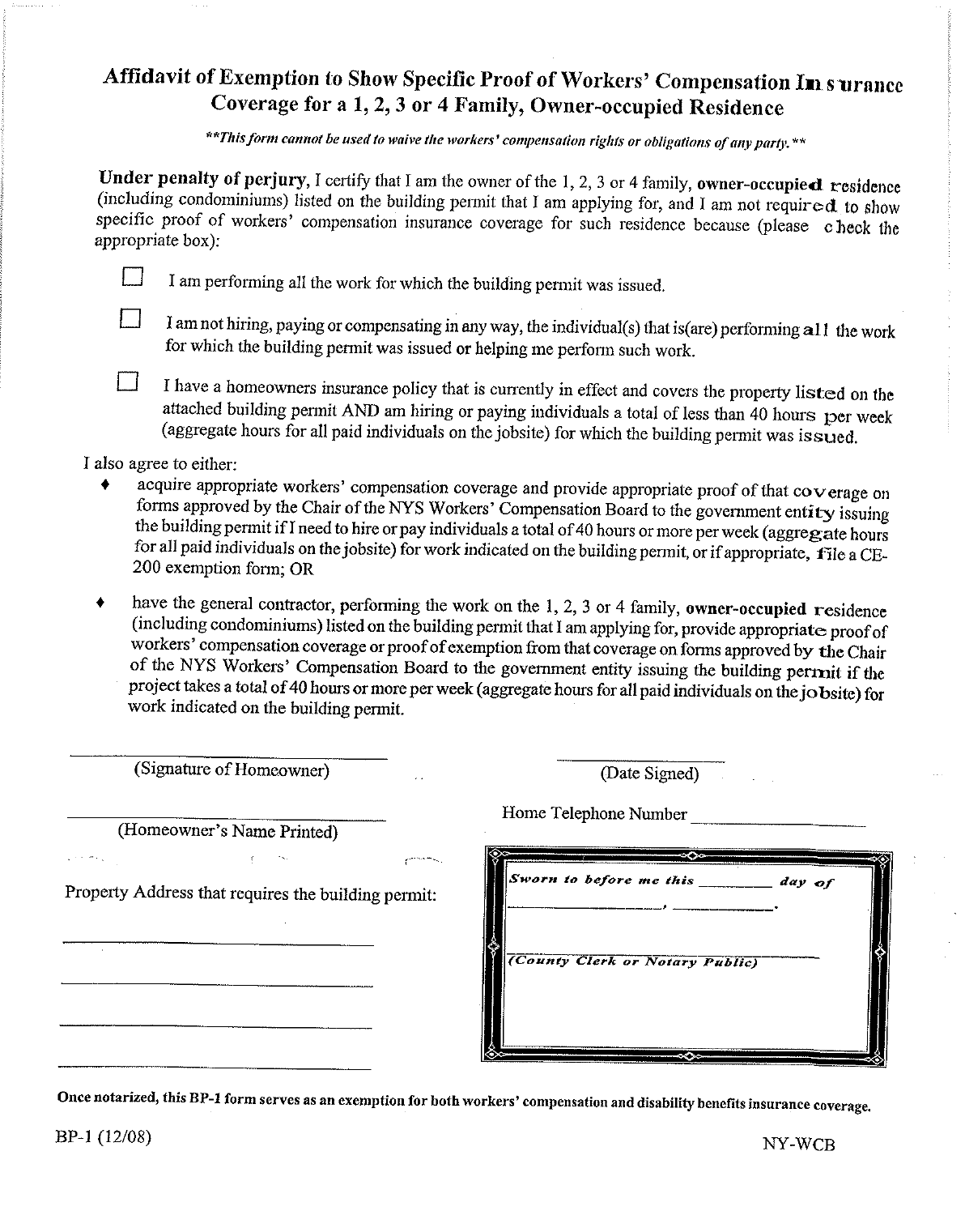# Affidavit of Exemption to Show Specific Proof of Workers' Compensation Insurance Coverage for a 1, 2, 3 or 4 Family, Owner-occupied Residence

***\*\*This form cannot be used to waive the workers' compensation rights or obligations of any party.\*\****

**Under penalty of perjury,** I certify that I am the owner of the 1, 2, 3 or 4 family, **owner-occupied** residence (including condominiums) listed on the building permit that I am applying for, and I am not required to show specific proof of workers' compensation insurance coverage for such residence because (please check the appropriate box):

☐ I am performing all the work for which the building permit was issued.

☐ I am not hiring, paying or compensating in any way, the individual(s) that is(are) performing all the work for which the building permit was issued or helping me perform such work.

☐ I have a homeowners insurance policy that is currently in effect and covers the property listed on the attached building permit AND am hiring or paying individuals a total of less than 40 hours per week (aggregate hours for all paid individuals on the jobsite) for which the building permit was issued.

I also agree to either:

- acquire appropriate workers' compensation coverage and provide appropriate proof of that coverage on forms approved by the Chair of the NYS Workers' Compensation Board to the government entity issuing the building permit if I need to hire or pay individuals a total of 40 hours or more per week (aggregate hours for all paid individuals on the jobsite) for work indicated on the building permit, or if appropriate, file a CE-200 exemption form; OR
- have the general contractor, performing the work on the 1, 2, 3 or 4 family, **owner-occupied** residence (including condominiums) listed on the building permit that I am applying for, provide appropriate proof of workers' compensation coverage or proof of exemption from that coverage on forms approved by the Chair of the NYS Workers' Compensation Board to the government entity issuing the building permit if the project takes a total of 40 hours or more per week (aggregate hours for all paid individuals on the jobsite) for work indicated on the building permit.

______________________________ (Signature of Homeowner)

______________ (Date Signed)

______________________________ (Homeowner's Name Printed)

Home Telephone Number ______________

Property Address that requires the building permit:

______________________________

______________________________

______________________________

______________________________

*Sworn to before me this* ________ *day of* ______________, ________.

______________________________
*(County Clerk or Notary Public)*

**Once notarized, this BP-1 form serves as an exemption for both workers' compensation and disability benefits insurance coverage.**

BP-1 (12/08)

NY-WCB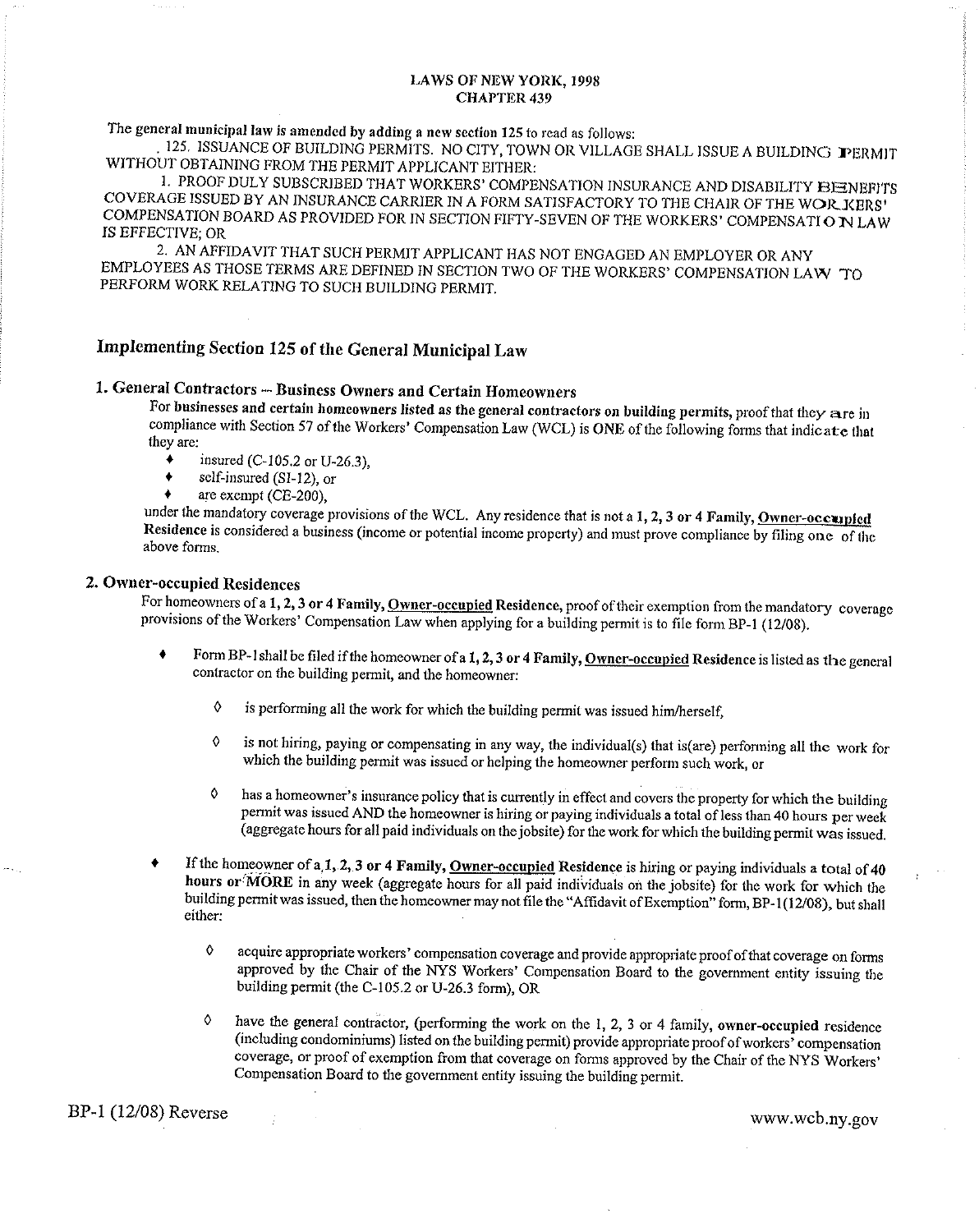**LAWS OF NEW YORK, 1998**
**CHAPTER 439**

The general municipal law is amended by adding a new section 125 to read as follows:

. 125. ISSUANCE OF BUILDING PERMITS. NO CITY, TOWN OR VILLAGE SHALL ISSUE A BUILDING PERMIT WITHOUT OBTAINING FROM THE PERMIT APPLICANT EITHER:

1. PROOF DULY SUBSCRIBED THAT WORKERS' COMPENSATION INSURANCE AND DISABILITY BENEFITS COVERAGE ISSUED BY AN INSURANCE CARRIER IN A FORM SATISFACTORY TO THE CHAIR OF THE WORKERS' COMPENSATION BOARD AS PROVIDED FOR IN SECTION FIFTY-SEVEN OF THE WORKERS' COMPENSATION LAW IS EFFECTIVE; OR

2. AN AFFIDAVIT THAT SUCH PERMIT APPLICANT HAS NOT ENGAGED AN EMPLOYER OR ANY EMPLOYEES AS THOSE TERMS ARE DEFINED IN SECTION TWO OF THE WORKERS' COMPENSATION LAW TO PERFORM WORK RELATING TO SUCH BUILDING PERMIT.

## Implementing Section 125 of the General Municipal Law

### 1. General Contractors -- Business Owners and Certain Homeowners

For **businesses and certain homeowners listed as the general contractors on building permits**, proof that they are in compliance with Section 57 of the Workers' Compensation Law (WCL) is **ONE** of the following forms that indicate that they are:

- insured (C-105.2 or U-26.3),
- self-insured (SI-12), or
- are exempt (CE-200),

under the mandatory coverage provisions of the WCL. Any residence that is not a **1, 2, 3 or 4 Family, <u>Owner-occupied</u> Residence** is considered a business (income or potential income property) and must prove compliance by filing one of the above forms.

### 2. Owner-occupied Residences

For homeowners of a **1, 2, 3 or 4 Family, <u>Owner-occupied</u> Residence**, proof of their exemption from the mandatory coverage provisions of the Workers' Compensation Law when applying for a building permit is to file form BP-1 (12/08).

- Form BP-1 shall be filed if the homeowner of a **1, 2, 3 or 4 Family, <u>Owner-occupied</u> Residence** is listed as the general contractor on the building permit, and the homeowner:
  - ◊ is performing all the work for which the building permit was issued him/herself,
  - ◊ is not hiring, paying or compensating in any way, the individual(s) that is(are) performing all the work for which the building permit was issued or helping the homeowner perform such work, or
  - ◊ has a homeowner's insurance policy that is currently in effect and covers the property for which the building permit was issued AND the homeowner is hiring or paying individuals a total of less than 40 hours per week (aggregate hours for all paid individuals on the jobsite) for the work for which the building permit was issued.

- If the homeowner of a **1, 2, 3 or 4 Family, <u>Owner-occupied</u> Residence** is hiring or paying individuals a total of **40 hours or MORE** in any week (aggregate hours for all paid individuals on the jobsite) for the work for which the building permit was issued, then the homeowner may not file the "Affidavit of Exemption" form, BP-1(12/08), but shall either:
  - ◊ acquire appropriate workers' compensation coverage and provide appropriate proof of that coverage on forms approved by the Chair of the NYS Workers' Compensation Board to the government entity issuing the building permit (the C-105.2 or U-26.3 form), OR
  - ◊ have the general contractor, (performing the work on the 1, 2, 3 or 4 family, **owner-occupied** residence (including condominiums) listed on the building permit) provide appropriate proof of workers' compensation coverage, or proof of exemption from that coverage on forms approved by the Chair of the NYS Workers' Compensation Board to the government entity issuing the building permit.

BP-1 (12/08) Reverse

www.wcb.ny.gov